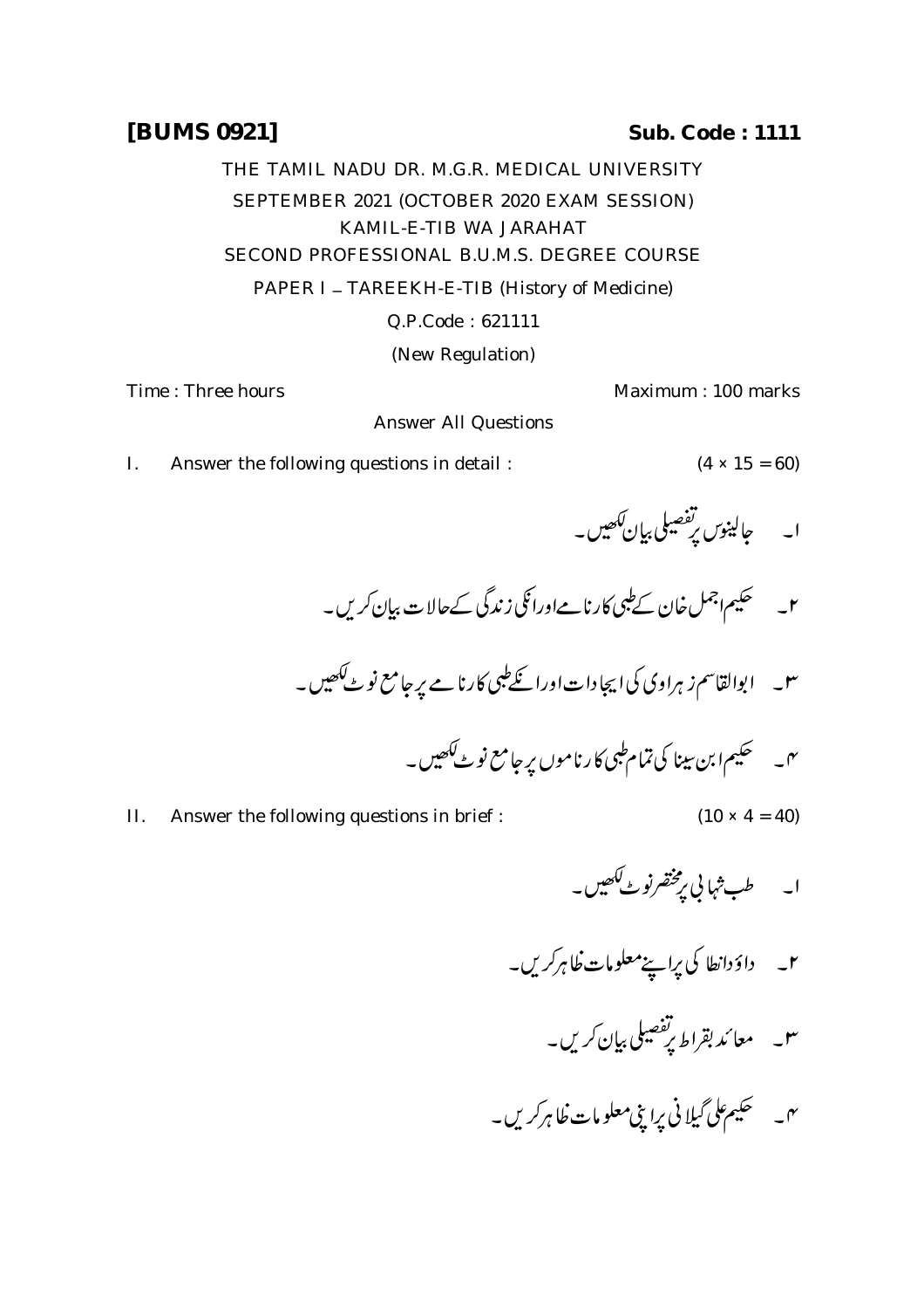**[BUMS 0921]** **Sub. Code : 1111**

THE TAMIL NADU DR. M.G.R. MEDICAL UNIVERSITY

SEPTEMBER 2021 (OCTOBER 2020 EXAM SESSION)

KAMIL-E-TIB WA JARAHAT

SECOND PROFESSIONAL B.U.M.S. DEGREE COURSE

PAPER I – TAREEKH-E-TIB (History of Medicine)

Q.P.Code : 621111

(New Regulation)

Time : Three hours Maximum : 100 marks

Answer All Questions

I. Answer the following questions in detail : (4 × 15 = 60)

۱۔ جالینوس پر تفصیلی بیان لکھیں۔

۲۔ حکیم اجمل خان کے طبی کارنامے اور انکی زندگی کے حالات بیان کریں۔

۳۔ ابوالقاسم زہراوی کی ایجادات اور انکے طبی کارنامے پر جامع نوٹ لکھیں۔

۴۔ حکیم ابن سینا کی تمام طبی کارناموں پر جامع نوٹ لکھیں۔

II. Answer the following questions in brief : (10 × 4 = 40)

۱۔ طب شہابی پر مختصر نوٹ لکھیں۔

۲۔ داؤدانطاکی پر اپنے معلومات ظاہر کریں۔

۳۔ معائد بقراط پر تفصیلی بیان کریں۔

۴۔ حکیم علی گیلانی پر اپنی معلومات ظاہر کریں۔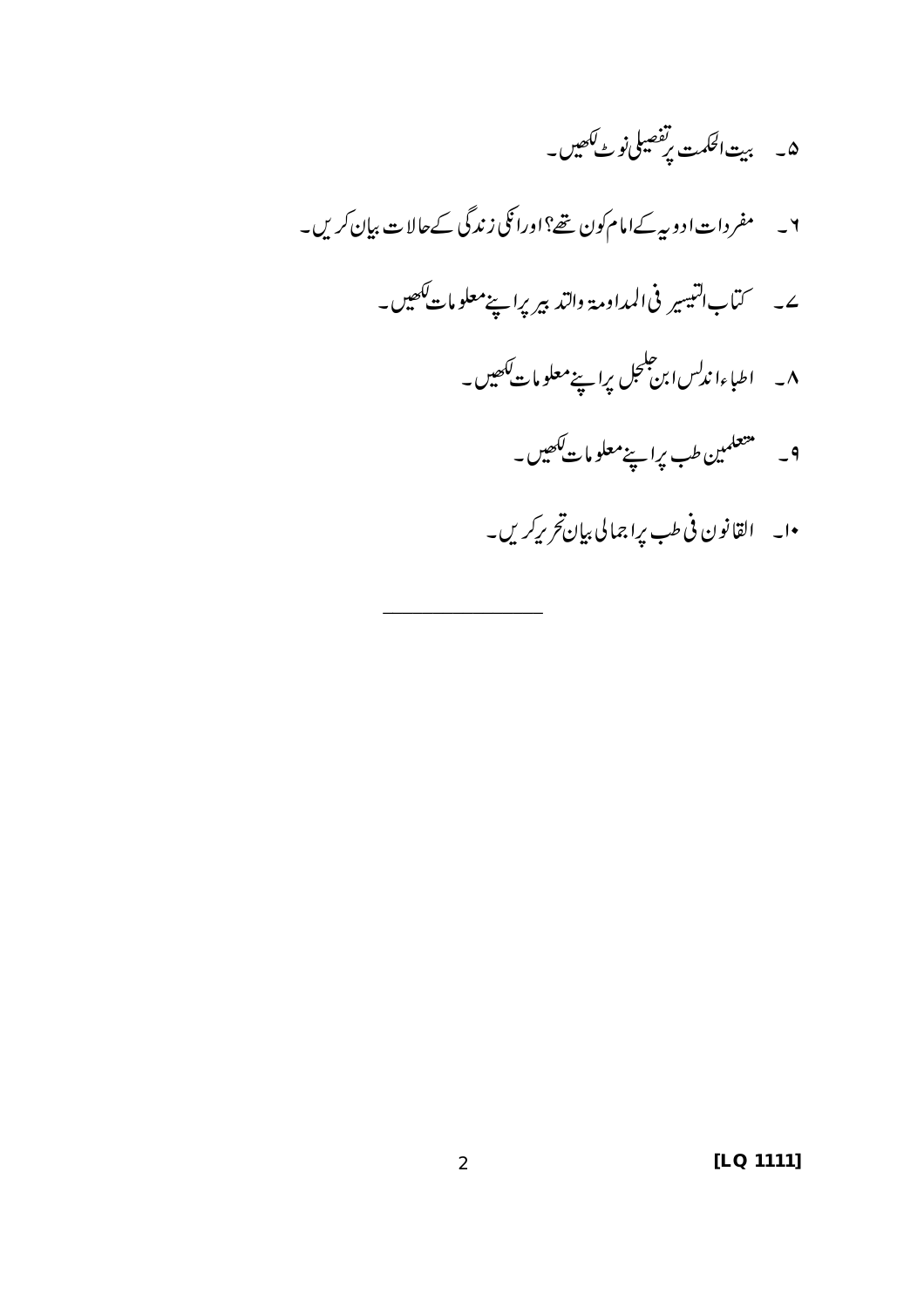۵۔ بیت الحکمت پر تفصیلی نوٹ لکھیں۔

٦۔ مفردات ادویہ کے امام کون تھے؟ اور انکی زندگی کے حالات بیان کریں۔

۷۔ کتاب التیسیر فی المداومۃ والتدبیر پر اپنے معلومات لکھیں۔

۸۔ اطباء اندلس ابن جلجل پر اپنے معلومات لکھیں۔

۹۔ متعلمین طب پر اپنے معلومات لکھیں۔

۱۰۔ القانون فی طب پر اجمالی بیان تحریر کریں۔

---

[LQ 1111]